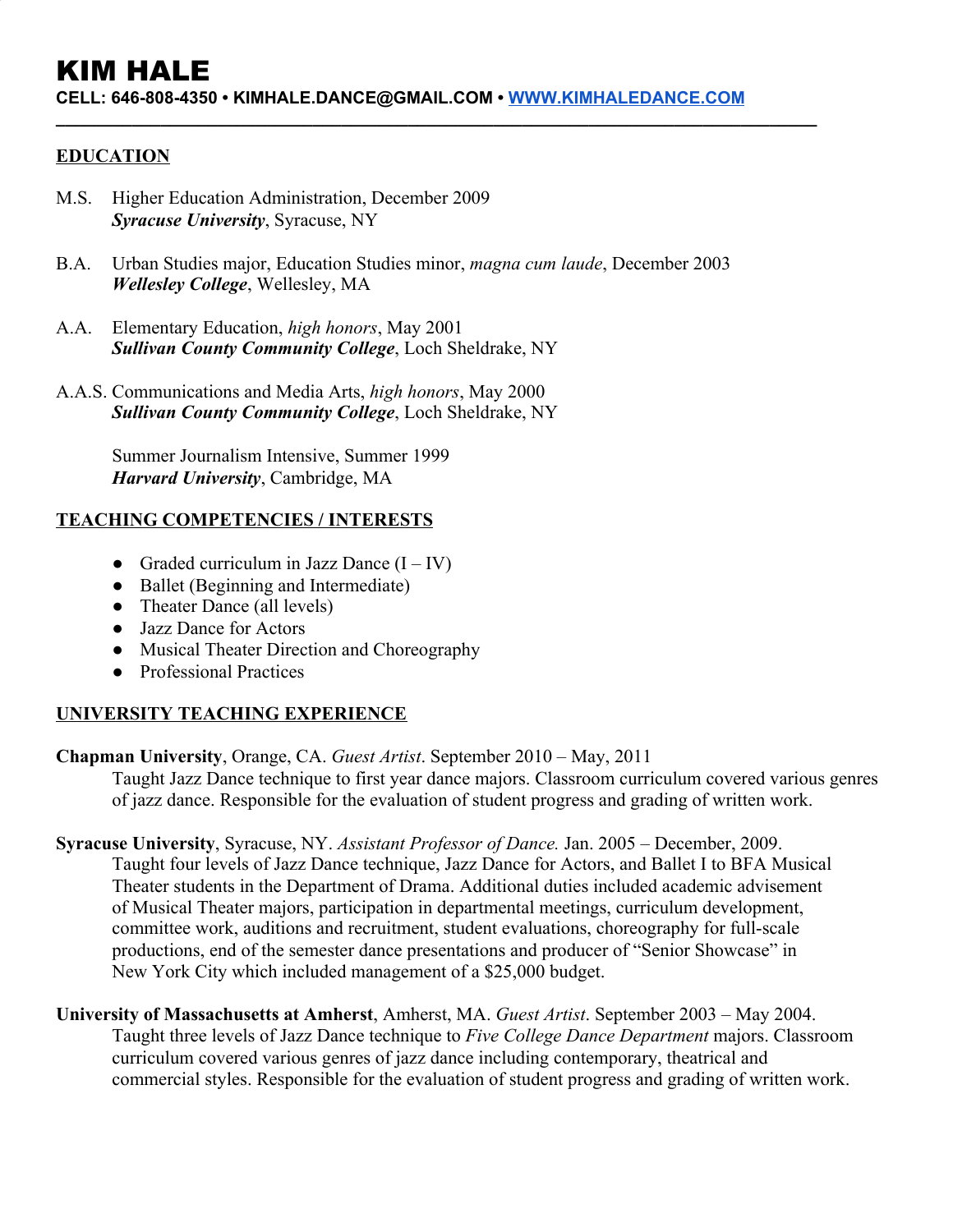# KIM HALE

**CELL: 646-808-4350 • KIMHALE.DANCE@GMAIL.COM • [WWW.KIMHALEDANCE.COM](http://www.kimhaledance.com)**

---

## EDUCATION

M.S. Higher Education Administration, December 2009
***Syracuse University***, Syracuse, NY

B.A. Urban Studies major, Education Studies minor, *magna cum laude*, December 2003
***Wellesley College***, Wellesley, MA

A.A. Elementary Education, *high honors*, May 2001
***Sullivan County Community College***, Loch Sheldrake, NY

A.A.S. Communications and Media Arts, *high honors*, May 2000
***Sullivan County Community College***, Loch Sheldrake, NY

Summer Journalism Intensive, Summer 1999
***Harvard University***, Cambridge, MA

## TEACHING COMPETENCIES / INTERESTS

- Graded curriculum in Jazz Dance (I – IV)
- Ballet (Beginning and Intermediate)
- Theater Dance (all levels)
- Jazz Dance for Actors
- Musical Theater Direction and Choreography
- Professional Practices

## UNIVERSITY TEACHING EXPERIENCE

**Chapman University**, Orange, CA. *Guest Artist*. September 2010 – May, 2011
Taught Jazz Dance technique to first year dance majors. Classroom curriculum covered various genres of jazz dance. Responsible for the evaluation of student progress and grading of written work.

**Syracuse University**, Syracuse, NY. *Assistant Professor of Dance.* Jan. 2005 – December, 2009.
Taught four levels of Jazz Dance technique, Jazz Dance for Actors, and Ballet I to BFA Musical Theater students in the Department of Drama. Additional duties included academic advisement of Musical Theater majors, participation in departmental meetings, curriculum development, committee work, auditions and recruitment, student evaluations, choreography for full-scale productions, end of the semester dance presentations and producer of "Senior Showcase" in New York City which included management of a $25,000 budget.

**University of Massachusetts at Amherst**, Amherst, MA. *Guest Artist*. September 2003 – May 2004.
Taught three levels of Jazz Dance technique to *Five College Dance Department* majors. Classroom curriculum covered various genres of jazz dance including contemporary, theatrical and commercial styles. Responsible for the evaluation of student progress and grading of written work.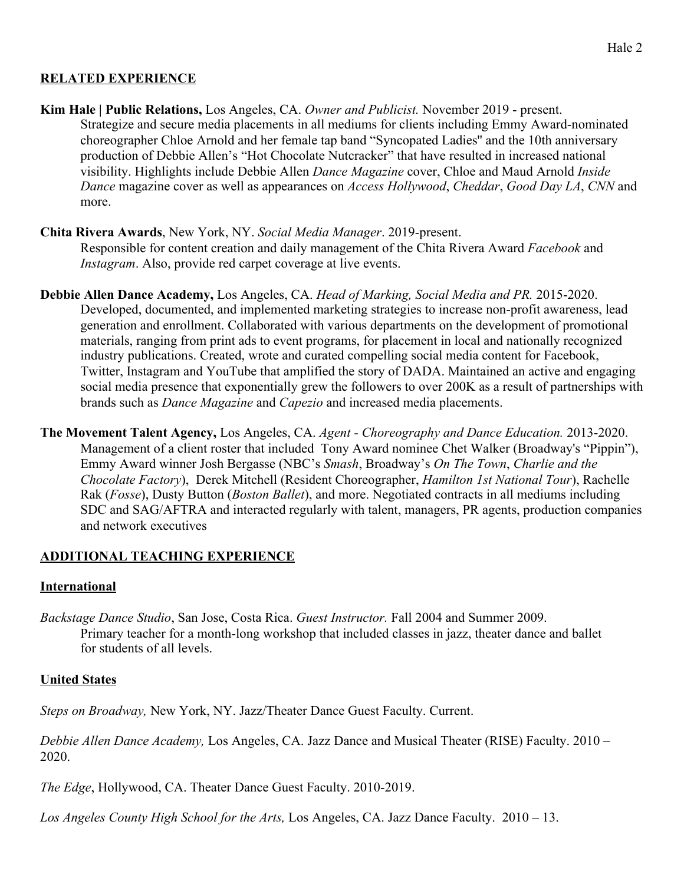## RELATED EXPERIENCE

**Kim Hale | Public Relations,** Los Angeles, CA. *Owner and Publicist.* November 2019 - present.
Strategize and secure media placements in all mediums for clients including Emmy Award-nominated choreographer Chloe Arnold and her female tap band "Syncopated Ladies" and the 10th anniversary production of Debbie Allen's "Hot Chocolate Nutcracker" that have resulted in increased national visibility. Highlights include Debbie Allen *Dance Magazine* cover, Chloe and Maud Arnold *Inside Dance* magazine cover as well as appearances on *Access Hollywood*, *Cheddar*, *Good Day LA*, *CNN* and more.

**Chita Rivera Awards**, New York, NY. *Social Media Manager*. 2019-present.
Responsible for content creation and daily management of the Chita Rivera Award *Facebook* and *Instagram*. Also, provide red carpet coverage at live events.

**Debbie Allen Dance Academy,** Los Angeles, CA. *Head of Marking, Social Media and PR.* 2015-2020.
Developed, documented, and implemented marketing strategies to increase non-profit awareness, lead generation and enrollment. Collaborated with various departments on the development of promotional materials, ranging from print ads to event programs, for placement in local and nationally recognized industry publications. Created, wrote and curated compelling social media content for Facebook, Twitter, Instagram and YouTube that amplified the story of DADA. Maintained an active and engaging social media presence that exponentially grew the followers to over 200K as a result of partnerships with brands such as *Dance Magazine* and *Capezio* and increased media placements.

**The Movement Talent Agency,** Los Angeles, CA. *Agent - Choreography and Dance Education.* 2013-2020.
Management of a client roster that included Tony Award nominee Chet Walker (Broadway's "Pippin"), Emmy Award winner Josh Bergasse (NBC's *Smash*, Broadway's *On The Town*, *Charlie and the Chocolate Factory*), Derek Mitchell (Resident Choreographer, *Hamilton 1st National Tour*), Rachelle Rak (*Fosse*), Dusty Button (*Boston Ballet*), and more. Negotiated contracts in all mediums including SDC and SAG/AFTRA and interacted regularly with talent, managers, PR agents, production companies and network executives

## ADDITIONAL TEACHING EXPERIENCE

### International

*Backstage Dance Studio*, San Jose, Costa Rica. *Guest Instructor.* Fall 2004 and Summer 2009.
Primary teacher for a month-long workshop that included classes in jazz, theater dance and ballet for students of all levels.

### United States

*Steps on Broadway,* New York, NY. Jazz/Theater Dance Guest Faculty. Current.

*Debbie Allen Dance Academy,* Los Angeles, CA. Jazz Dance and Musical Theater (RISE) Faculty. 2010 – 2020.

*The Edge*, Hollywood, CA. Theater Dance Guest Faculty. 2010-2019.

*Los Angeles County High School for the Arts,* Los Angeles, CA. Jazz Dance Faculty. 2010 – 13.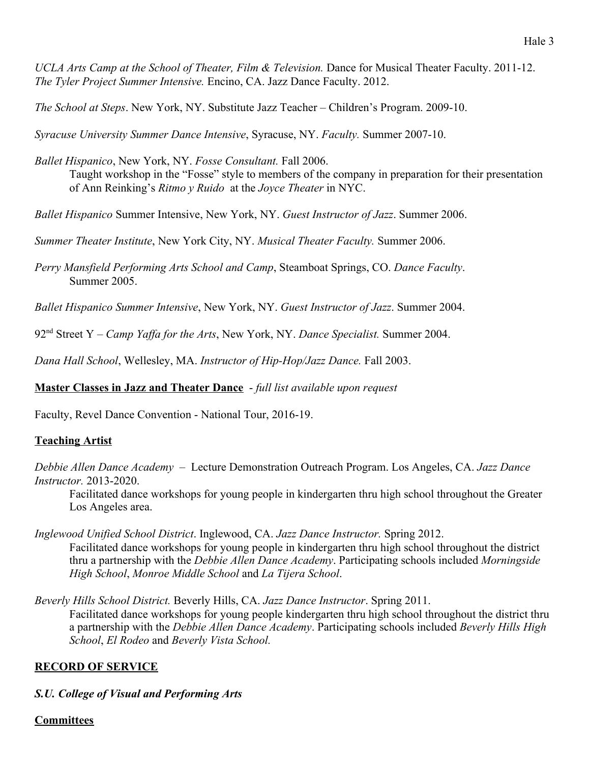*UCLA Arts Camp at the School of Theater, Film & Television.* Dance for Musical Theater Faculty. 2011-12.
*The Tyler Project Summer Intensive.* Encino, CA. Jazz Dance Faculty. 2012.

*The School at Steps*. New York, NY. Substitute Jazz Teacher – Children's Program. 2009-10.

*Syracuse University Summer Dance Intensive*, Syracuse, NY. *Faculty.* Summer 2007-10.

*Ballet Hispanico*, New York, NY. *Fosse Consultant.* Fall 2006.
Taught workshop in the "Fosse" style to members of the company in preparation for their presentation of Ann Reinking's *Ritmo y Ruido* at the *Joyce Theater* in NYC.

*Ballet Hispanico* Summer Intensive, New York, NY. *Guest Instructor of Jazz*. Summer 2006.

*Summer Theater Institute*, New York City, NY. *Musical Theater Faculty.* Summer 2006.

*Perry Mansfield Performing Arts School and Camp*, Steamboat Springs, CO. *Dance Faculty*. Summer 2005.

*Ballet Hispanico Summer Intensive*, New York, NY. *Guest Instructor of Jazz*. Summer 2004.

92nd Street Y – *Camp Yaffa for the Arts*, New York, NY. *Dance Specialist.* Summer 2004.

*Dana Hall School*, Wellesley, MA. *Instructor of Hip-Hop/Jazz Dance.* Fall 2003.

**Master Classes in Jazz and Theater Dance** - *full list available upon request*

Faculty, Revel Dance Convention - National Tour, 2016-19.

**Teaching Artist**

*Debbie Allen Dance Academy* – Lecture Demonstration Outreach Program. Los Angeles, CA. *Jazz Dance Instructor.* 2013-2020.
Facilitated dance workshops for young people in kindergarten thru high school throughout the Greater Los Angeles area.

*Inglewood Unified School District*. Inglewood, CA. *Jazz Dance Instructor.* Spring 2012.
Facilitated dance workshops for young people in kindergarten thru high school throughout the district thru a partnership with the *Debbie Allen Dance Academy*. Participating schools included *Morningside High School*, *Monroe Middle School* and *La Tijera School*.

*Beverly Hills School District.* Beverly Hills, CA. *Jazz Dance Instructor*. Spring 2011.
Facilitated dance workshops for young people kindergarten thru high school throughout the district thru a partnership with the *Debbie Allen Dance Academy*. Participating schools included *Beverly Hills High School*, *El Rodeo* and *Beverly Vista School.*

## RECORD OF SERVICE

***S.U. College of Visual and Performing Arts***

**Committees**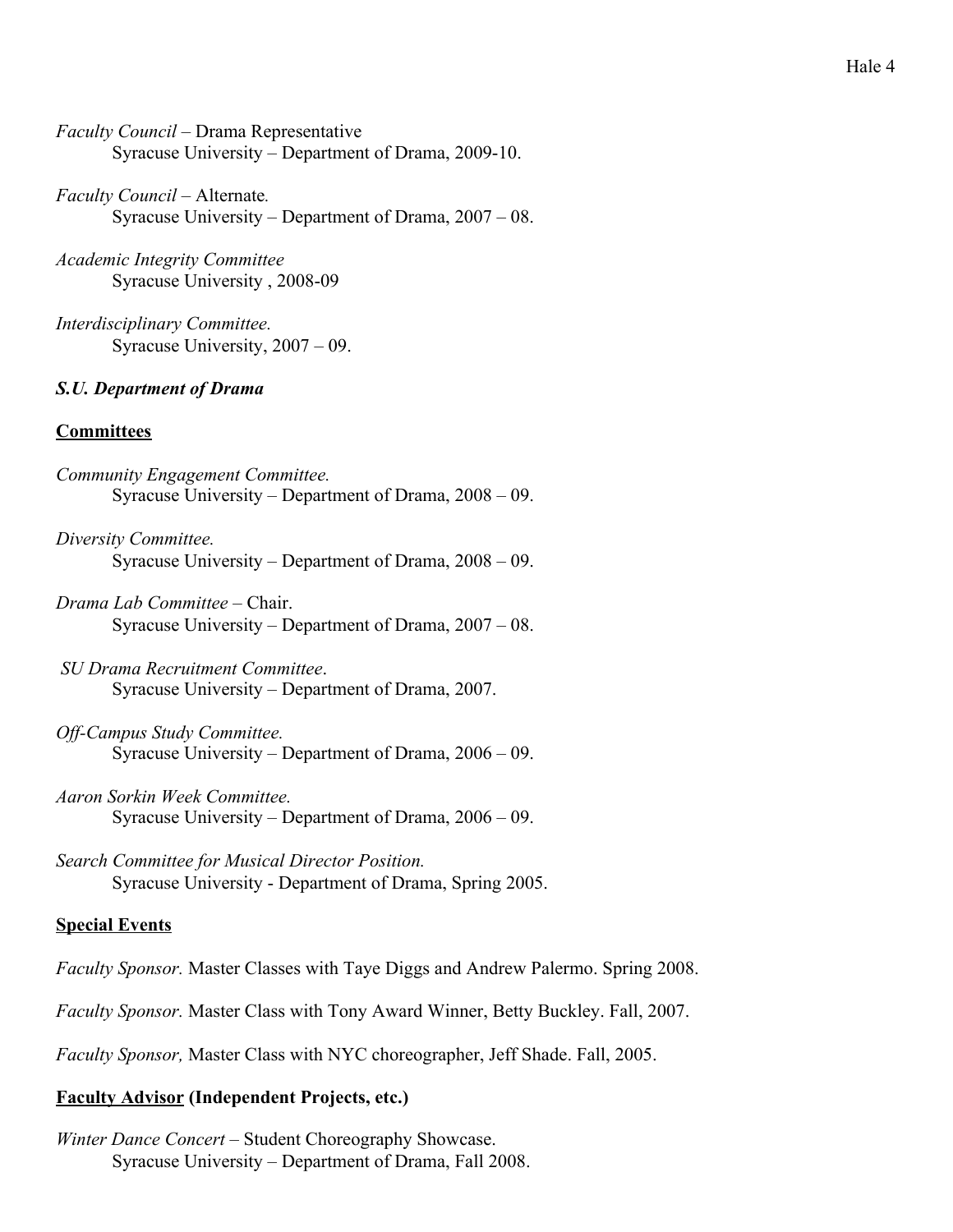*Faculty Council* – Drama Representative
Syracuse University – Department of Drama, 2009-10.

*Faculty Council* – Alternate.
Syracuse University – Department of Drama, 2007 – 08.

*Academic Integrity Committee*
Syracuse University , 2008-09

*Interdisciplinary Committee.*
Syracuse University, 2007 – 09.

***S.U. Department of Drama***

**Committees**

*Community Engagement Committee.*
Syracuse University – Department of Drama, 2008 – 09.

*Diversity Committee.*
Syracuse University – Department of Drama, 2008 – 09.

*Drama Lab Committee* – Chair.
Syracuse University – Department of Drama, 2007 – 08.

*SU Drama Recruitment Committee*.
Syracuse University – Department of Drama, 2007.

*Off-Campus Study Committee.*
Syracuse University – Department of Drama, 2006 – 09.

*Aaron Sorkin Week Committee.*
Syracuse University – Department of Drama, 2006 – 09.

*Search Committee for Musical Director Position.*
Syracuse University - Department of Drama, Spring 2005.

**Special Events**

*Faculty Sponsor.* Master Classes with Taye Diggs and Andrew Palermo. Spring 2008.

*Faculty Sponsor.* Master Class with Tony Award Winner, Betty Buckley. Fall, 2007.

*Faculty Sponsor,* Master Class with NYC choreographer, Jeff Shade. Fall, 2005.

**Faculty Advisor (Independent Projects, etc.)**

*Winter Dance Concert* – Student Choreography Showcase.
Syracuse University – Department of Drama, Fall 2008.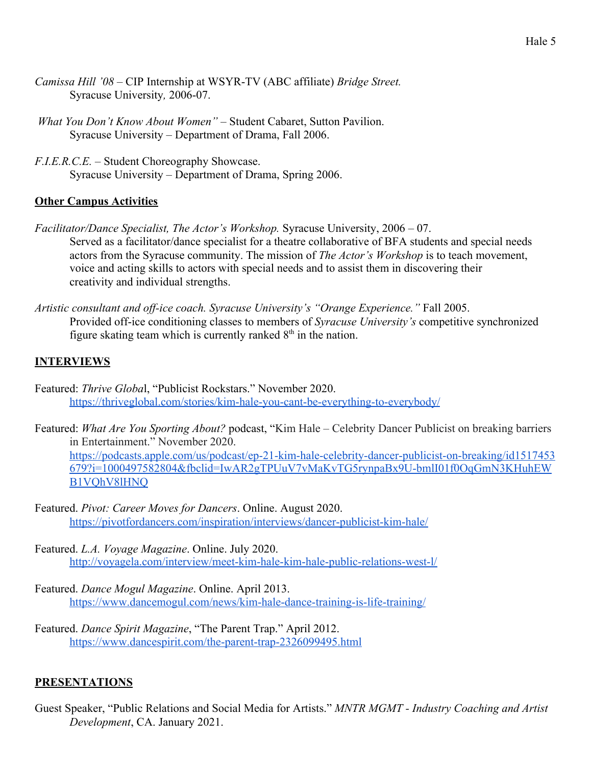*Camissa Hill '08* – CIP Internship at WSYR-TV (ABC affiliate) *Bridge Street.*
Syracuse University*,* 2006-07.

*What You Don't Know About Women"* – Student Cabaret, Sutton Pavilion.
Syracuse University – Department of Drama, Fall 2006.

*F.I.E.R.C.E.* – Student Choreography Showcase.
Syracuse University – Department of Drama, Spring 2006.

## **Other Campus Activities**

*Facilitator/Dance Specialist, The Actor's Workshop.* Syracuse University, 2006 – 07.
Served as a facilitator/dance specialist for a theatre collaborative of BFA students and special needs actors from the Syracuse community. The mission of *The Actor's Workshop* is to teach movement, voice and acting skills to actors with special needs and to assist them in discovering their creativity and individual strengths.

*Artistic consultant and off-ice coach. Syracuse University's "Orange Experience."* Fall 2005.
Provided off-ice conditioning classes to members of *Syracuse University's* competitive synchronized figure skating team which is currently ranked 8th in the nation.

## **INTERVIEWS**

Featured: *Thrive Globa*l, "Publicist Rockstars." November 2020.
https://thriveglobal.com/stories/kim-hale-you-cant-be-everything-to-everybody/

Featured: *What Are You Sporting About?* podcast, "Kim Hale – Celebrity Dancer Publicist on breaking barriers in Entertainment." November 2020.
https://podcasts.apple.com/us/podcast/ep-21-kim-hale-celebrity-dancer-publicist-on-breaking/id1517453679?i=1000497582804&fbclid=IwAR2gTPUuV7vMaKvTG5rynpaBx9U-bmlI01f0OqGmN3KHuhEWB1VQhV8lHNQ

Featured. *Pivot: Career Moves for Dancers*. Online. August 2020.
https://pivotfordancers.com/inspiration/interviews/dancer-publicist-kim-hale/

Featured. *L.A. Voyage Magazine*. Online. July 2020.
http://voyagela.com/interview/meet-kim-hale-kim-hale-public-relations-west-l/

Featured. *Dance Mogul Magazine*. Online. April 2013.
https://www.dancemogul.com/news/kim-hale-dance-training-is-life-training/

Featured. *Dance Spirit Magazine*, "The Parent Trap." April 2012.
https://www.dancespirit.com/the-parent-trap-2326099495.html

## **PRESENTATIONS**

Guest Speaker, "Public Relations and Social Media for Artists." *MNTR MGMT - Industry Coaching and Artist Development*, CA. January 2021.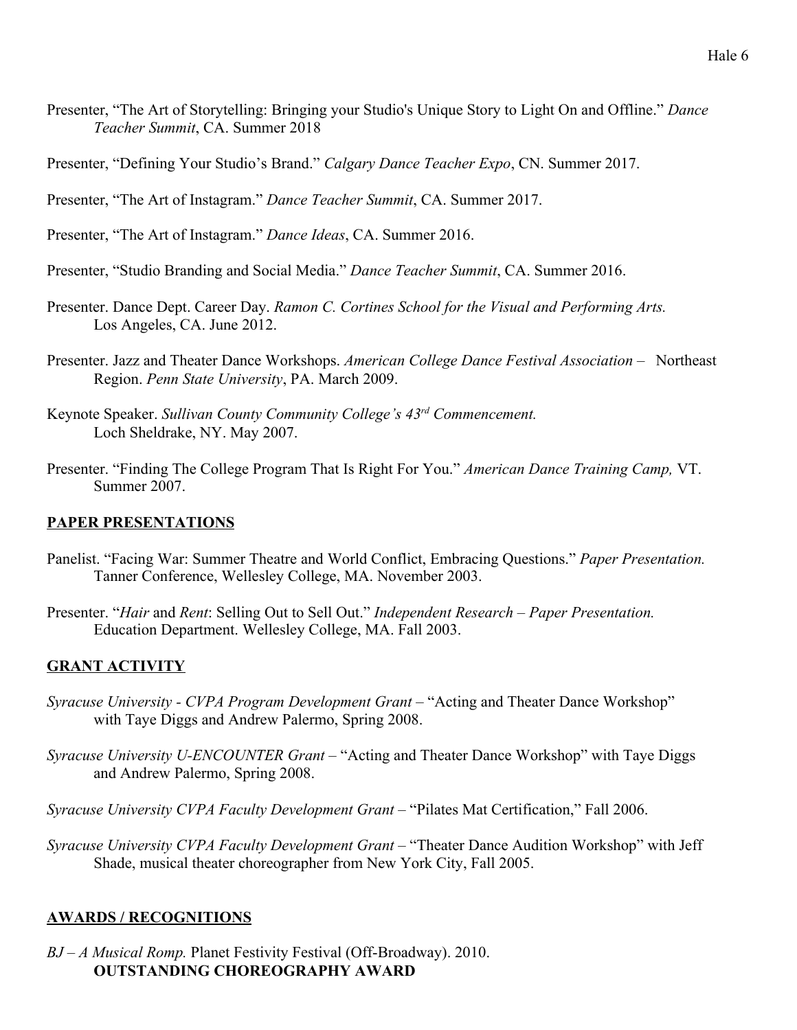Presenter, "The Art of Storytelling: Bringing your Studio's Unique Story to Light On and Offline." *Dance Teacher Summit*, CA. Summer 2018

Presenter, "Defining Your Studio's Brand." *Calgary Dance Teacher Expo*, CN. Summer 2017.

Presenter, "The Art of Instagram." *Dance Teacher Summit*, CA. Summer 2017.

Presenter, "The Art of Instagram." *Dance Ideas*, CA. Summer 2016.

Presenter, "Studio Branding and Social Media." *Dance Teacher Summit*, CA. Summer 2016.

Presenter. Dance Dept. Career Day. *Ramon C. Cortines School for the Visual and Performing Arts.* Los Angeles, CA. June 2012.

Presenter. Jazz and Theater Dance Workshops. *American College Dance Festival Association* – Northeast Region. *Penn State University*, PA. March 2009.

Keynote Speaker. *Sullivan County Community College's 43rd Commencement.* Loch Sheldrake, NY. May 2007.

Presenter. "Finding The College Program That Is Right For You." *American Dance Training Camp,* VT. Summer 2007.

## PAPER PRESENTATIONS

Panelist. "Facing War: Summer Theatre and World Conflict, Embracing Questions." *Paper Presentation.* Tanner Conference, Wellesley College, MA. November 2003.

Presenter. "*Hair* and *Rent*: Selling Out to Sell Out." *Independent Research – Paper Presentation.* Education Department. Wellesley College, MA. Fall 2003.

## GRANT ACTIVITY

*Syracuse University - CVPA Program Development Grant* – "Acting and Theater Dance Workshop" with Taye Diggs and Andrew Palermo, Spring 2008.

*Syracuse University U-ENCOUNTER Grant* – "Acting and Theater Dance Workshop" with Taye Diggs and Andrew Palermo, Spring 2008.

*Syracuse University CVPA Faculty Development Grant* – "Pilates Mat Certification," Fall 2006.

*Syracuse University CVPA Faculty Development Grant* – "Theater Dance Audition Workshop" with Jeff Shade, musical theater choreographer from New York City, Fall 2005.

## AWARDS / RECOGNITIONS

*BJ – A Musical Romp.* Planet Festivity Festival (Off-Broadway). 2010.
**OUTSTANDING CHOREOGRAPHY AWARD**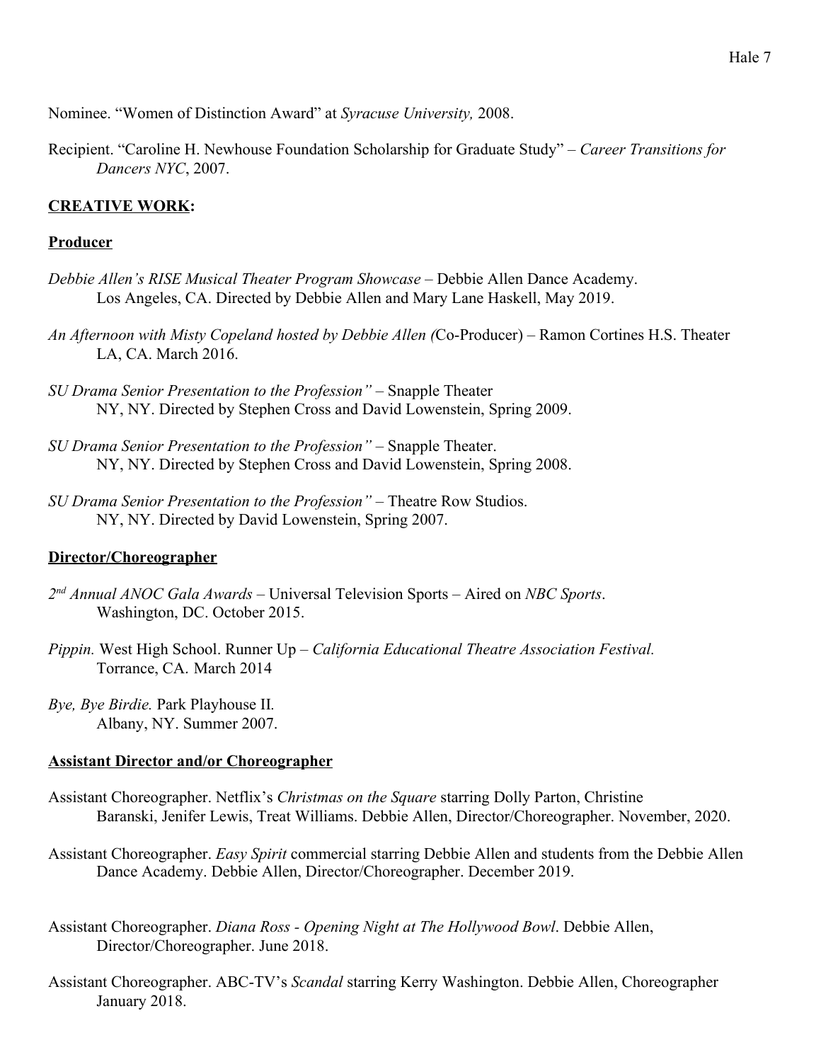Nominee. “Women of Distinction Award” at *Syracuse University,* 2008.

Recipient. “Caroline H. Newhouse Foundation Scholarship for Graduate Study” – *Career Transitions for Dancers NYC*, 2007.

## **CREATIVE WORK:**

### **Producer**

*Debbie Allen’s RISE Musical Theater Program Showcase* – Debbie Allen Dance Academy. Los Angeles, CA. Directed by Debbie Allen and Mary Lane Haskell, May 2019.

*An Afternoon with Misty Copeland hosted by Debbie Allen (*Co-Producer) – Ramon Cortines H.S. Theater LA, CA. March 2016.

*SU Drama Senior Presentation to the Profession”* – Snapple Theater NY, NY. Directed by Stephen Cross and David Lowenstein, Spring 2009.

*SU Drama Senior Presentation to the Profession”* – Snapple Theater. NY, NY. Directed by Stephen Cross and David Lowenstein, Spring 2008.

*SU Drama Senior Presentation to the Profession”* – Theatre Row Studios. NY, NY. Directed by David Lowenstein, Spring 2007.

### **Director/Choreographer**

*2nd Annual ANOC Gala Awards* – Universal Television Sports – Aired on *NBC Sports*. Washington, DC. October 2015.

*Pippin.* West High School. Runner Up – *California Educational Theatre Association Festival.* Torrance, CA. March 2014

*Bye, Bye Birdie.* Park Playhouse II*.* Albany, NY. Summer 2007.

### **Assistant Director and/or Choreographer**

Assistant Choreographer. Netflix’s *Christmas on the Square* starring Dolly Parton, Christine Baranski, Jenifer Lewis, Treat Williams. Debbie Allen, Director/Choreographer. November, 2020.

Assistant Choreographer. *Easy Spirit* commercial starring Debbie Allen and students from the Debbie Allen Dance Academy. Debbie Allen, Director/Choreographer. December 2019.

Assistant Choreographer. *Diana Ross - Opening Night at The Hollywood Bowl*. Debbie Allen, Director/Choreographer. June 2018.

Assistant Choreographer. ABC-TV’s *Scandal* starring Kerry Washington. Debbie Allen, Choreographer January 2018.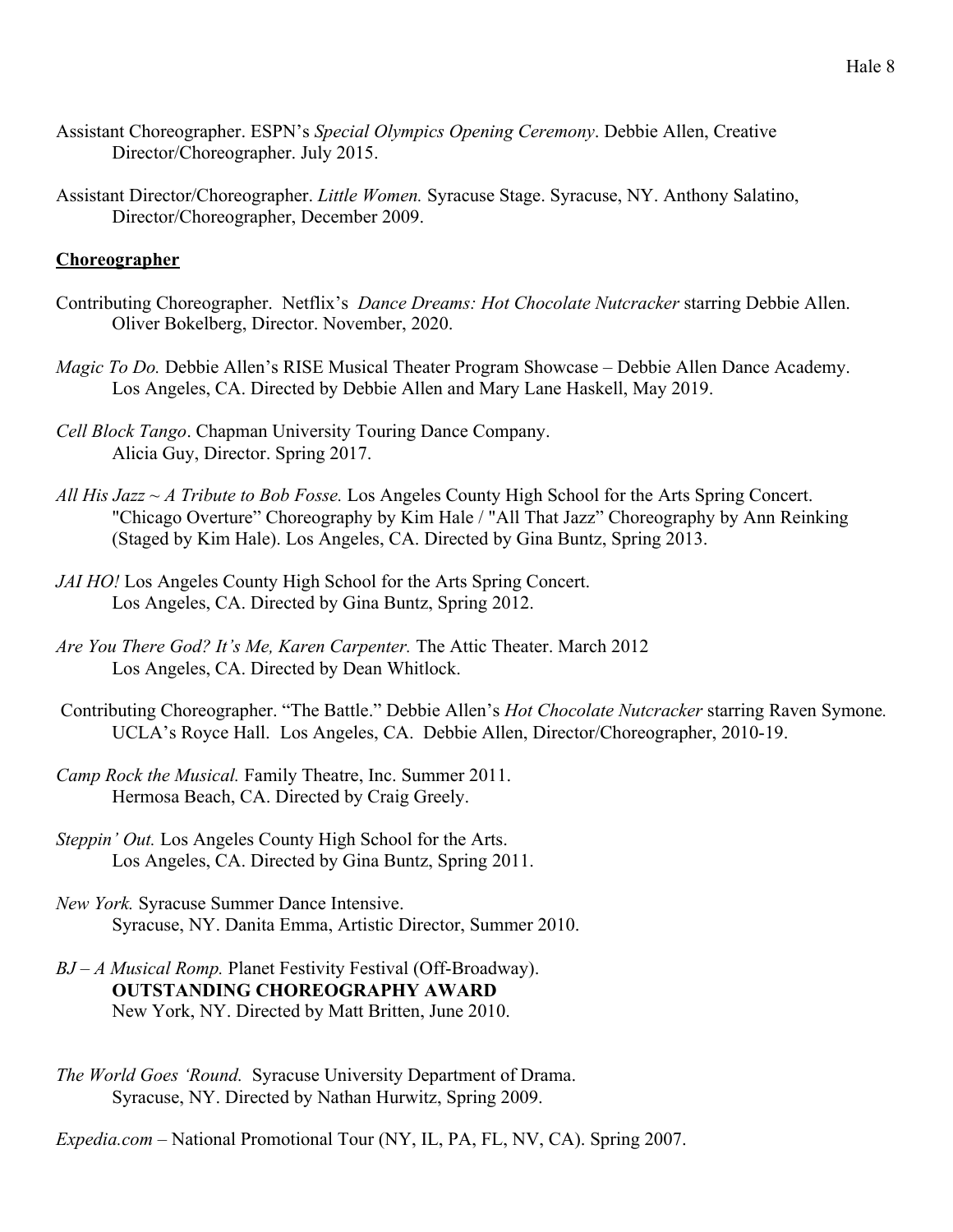Assistant Choreographer. ESPN's *Special Olympics Opening Ceremony*. Debbie Allen, Creative Director/Choreographer. July 2015.

Assistant Director/Choreographer. *Little Women.* Syracuse Stage. Syracuse, NY. Anthony Salatino, Director/Choreographer, December 2009.

## Choreographer

Contributing Choreographer. Netflix's *Dance Dreams: Hot Chocolate Nutcracker* starring Debbie Allen. Oliver Bokelberg, Director. November, 2020.

*Magic To Do.* Debbie Allen's RISE Musical Theater Program Showcase – Debbie Allen Dance Academy. Los Angeles, CA. Directed by Debbie Allen and Mary Lane Haskell, May 2019.

*Cell Block Tango*. Chapman University Touring Dance Company. Alicia Guy, Director. Spring 2017.

*All His Jazz ~ A Tribute to Bob Fosse.* Los Angeles County High School for the Arts Spring Concert. "Chicago Overture" Choreography by Kim Hale / "All That Jazz" Choreography by Ann Reinking (Staged by Kim Hale). Los Angeles, CA. Directed by Gina Buntz, Spring 2013.

*JAI HO!* Los Angeles County High School for the Arts Spring Concert. Los Angeles, CA. Directed by Gina Buntz, Spring 2012.

*Are You There God? It's Me, Karen Carpenter.* The Attic Theater. March 2012 Los Angeles, CA. Directed by Dean Whitlock.

Contributing Choreographer. "The Battle." Debbie Allen's *Hot Chocolate Nutcracker* starring Raven Symone*.* UCLA's Royce Hall. Los Angeles, CA. Debbie Allen, Director/Choreographer, 2010-19.

*Camp Rock the Musical.* Family Theatre, Inc. Summer 2011. Hermosa Beach, CA. Directed by Craig Greely.

*Steppin' Out.* Los Angeles County High School for the Arts. Los Angeles, CA. Directed by Gina Buntz, Spring 2011.

*New York.* Syracuse Summer Dance Intensive. Syracuse, NY. Danita Emma, Artistic Director, Summer 2010.

*BJ – A Musical Romp.* Planet Festivity Festival (Off-Broadway).
**OUTSTANDING CHOREOGRAPHY AWARD**
New York, NY. Directed by Matt Britten, June 2010.

*The World Goes 'Round.* Syracuse University Department of Drama. Syracuse, NY. Directed by Nathan Hurwitz, Spring 2009.

*Expedia.com* – National Promotional Tour (NY, IL, PA, FL, NV, CA). Spring 2007.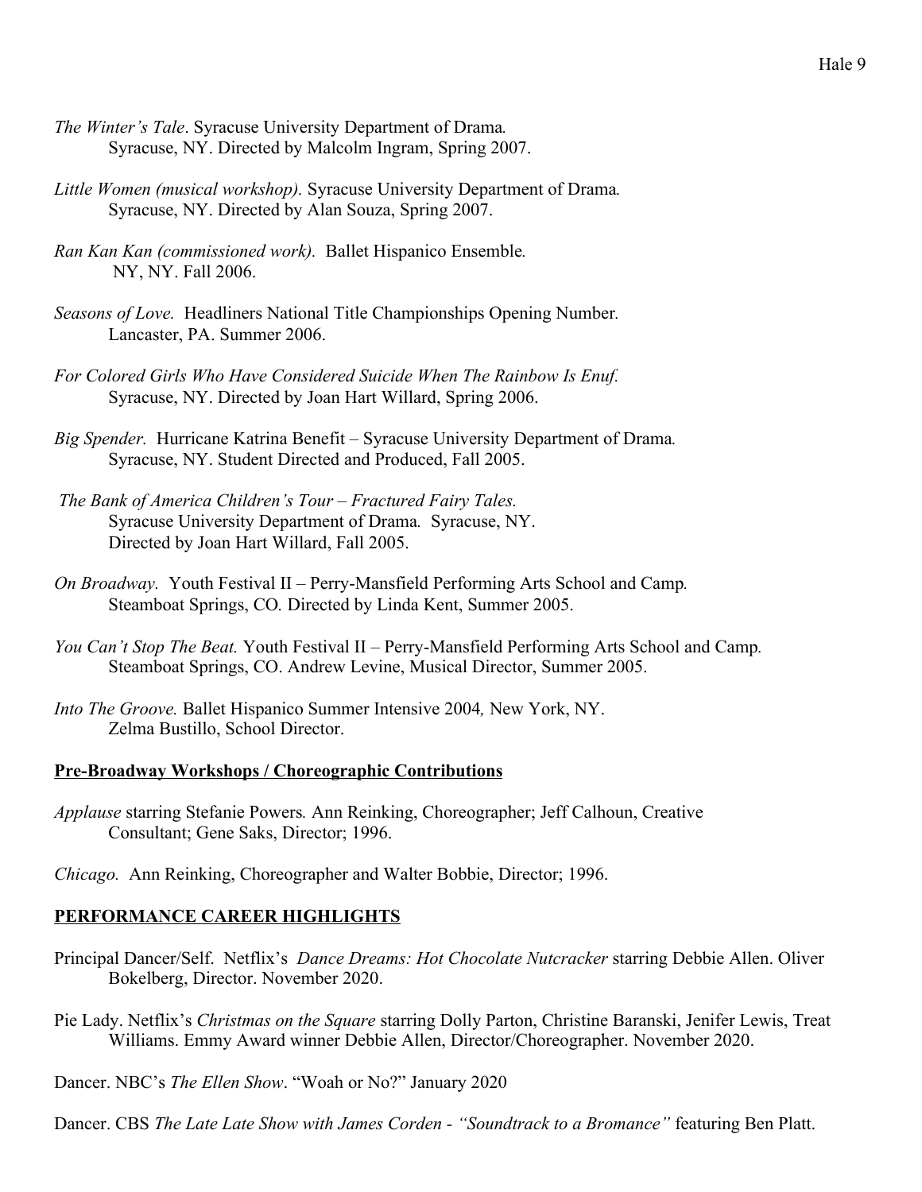*The Winter's Tale*. Syracuse University Department of Drama. Syracuse, NY. Directed by Malcolm Ingram, Spring 2007.

*Little Women (musical workshop).* Syracuse University Department of Drama. Syracuse, NY. Directed by Alan Souza, Spring 2007.

*Ran Kan Kan (commissioned work).* Ballet Hispanico Ensemble. NY, NY. Fall 2006.

*Seasons of Love.* Headliners National Title Championships Opening Number. Lancaster, PA. Summer 2006.

*For Colored Girls Who Have Considered Suicide When The Rainbow Is Enuf.* Syracuse, NY. Directed by Joan Hart Willard, Spring 2006.

*Big Spender.* Hurricane Katrina Benefit – Syracuse University Department of Drama. Syracuse, NY. Student Directed and Produced, Fall 2005.

*The Bank of America Children's Tour – Fractured Fairy Tales.* Syracuse University Department of Drama. Syracuse, NY. Directed by Joan Hart Willard, Fall 2005.

*On Broadway.* Youth Festival II – Perry-Mansfield Performing Arts School and Camp. Steamboat Springs, CO. Directed by Linda Kent, Summer 2005.

*You Can't Stop The Beat.* Youth Festival II – Perry-Mansfield Performing Arts School and Camp. Steamboat Springs, CO. Andrew Levine, Musical Director, Summer 2005.

*Into The Groove.* Ballet Hispanico Summer Intensive 2004, New York, NY. Zelma Bustillo, School Director.

**Pre-Broadway Workshops / Choreographic Contributions**

*Applause* starring Stefanie Powers. Ann Reinking, Choreographer; Jeff Calhoun, Creative Consultant; Gene Saks, Director; 1996.

*Chicago.* Ann Reinking, Choreographer and Walter Bobbie, Director; 1996.

**PERFORMANCE CAREER HIGHLIGHTS**

Principal Dancer/Self. Netflix's *Dance Dreams: Hot Chocolate Nutcracker* starring Debbie Allen. Oliver Bokelberg, Director. November 2020.

Pie Lady. Netflix's *Christmas on the Square* starring Dolly Parton, Christine Baranski, Jenifer Lewis, Treat Williams. Emmy Award winner Debbie Allen, Director/Choreographer. November 2020.

Dancer. NBC's *The Ellen Show*. "Woah or No?" January 2020

Dancer. CBS *The Late Late Show with James Corden - "Soundtrack to a Bromance"* featuring Ben Platt.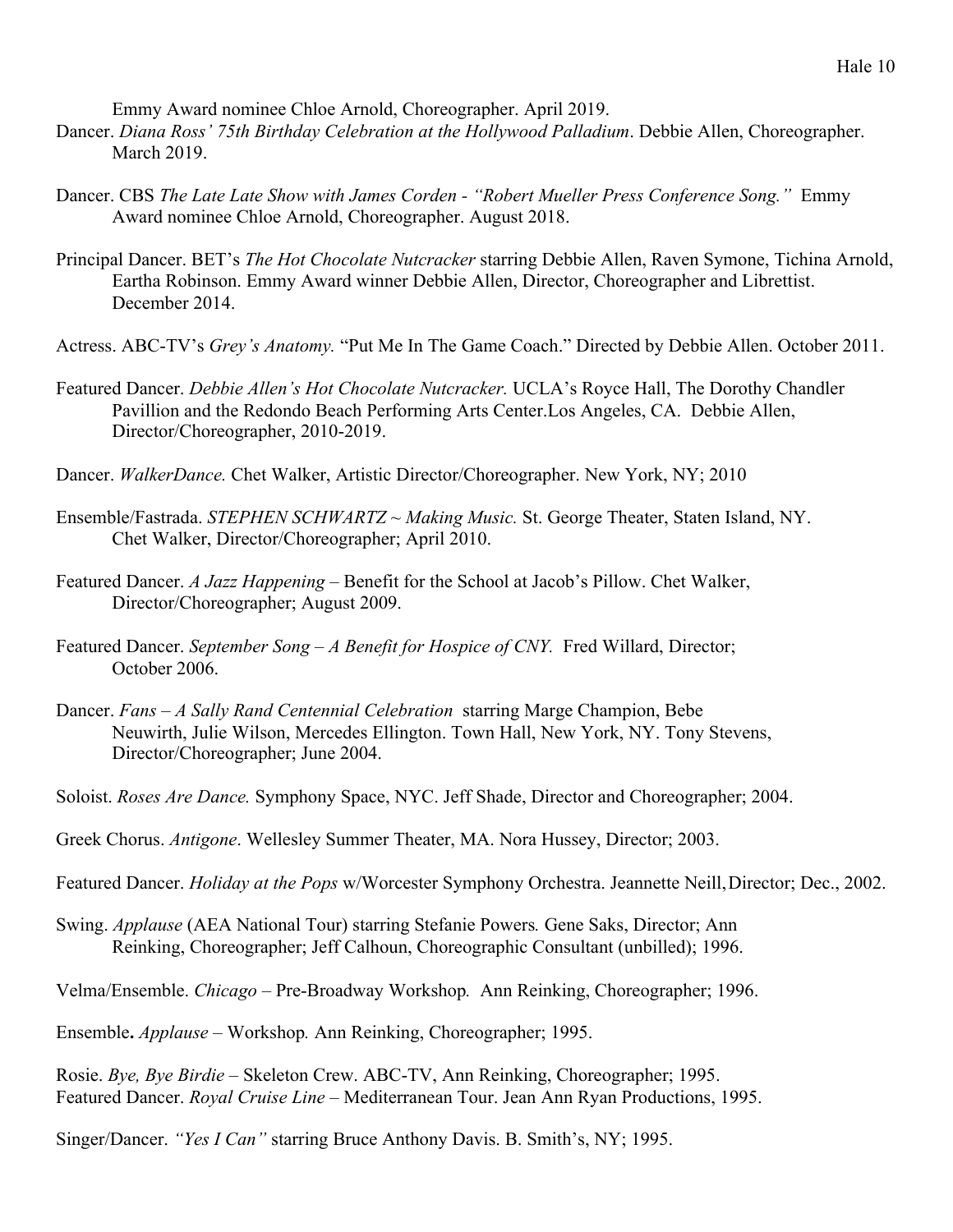Emmy Award nominee Chloe Arnold, Choreographer. April 2019.

Dancer. *Diana Ross' 75th Birthday Celebration at the Hollywood Palladium*. Debbie Allen, Choreographer. March 2019.

Dancer. CBS *The Late Late Show with James Corden - "Robert Mueller Press Conference Song."* Emmy Award nominee Chloe Arnold, Choreographer. August 2018.

Principal Dancer. BET's *The Hot Chocolate Nutcracker* starring Debbie Allen, Raven Symone, Tichina Arnold, Eartha Robinson. Emmy Award winner Debbie Allen, Director, Choreographer and Librettist. December 2014.

Actress. ABC-TV's *Grey's Anatomy.* "Put Me In The Game Coach." Directed by Debbie Allen. October 2011.

Featured Dancer. *Debbie Allen's Hot Chocolate Nutcracker.* UCLA's Royce Hall, The Dorothy Chandler Pavillion and the Redondo Beach Performing Arts Center.Los Angeles, CA. Debbie Allen, Director/Choreographer, 2010-2019.

Dancer. *WalkerDance.* Chet Walker, Artistic Director/Choreographer. New York, NY; 2010

Ensemble/Fastrada. *STEPHEN SCHWARTZ ~ Making Music.* St. George Theater, Staten Island, NY. Chet Walker, Director/Choreographer; April 2010.

Featured Dancer. *A Jazz Happening* – Benefit for the School at Jacob's Pillow. Chet Walker, Director/Choreographer; August 2009.

Featured Dancer. *September Song – A Benefit for Hospice of CNY.* Fred Willard, Director; October 2006.

Dancer. *Fans – A Sally Rand Centennial Celebration* starring Marge Champion, Bebe Neuwirth, Julie Wilson, Mercedes Ellington. Town Hall, New York, NY. Tony Stevens, Director/Choreographer; June 2004.

Soloist. *Roses Are Dance.* Symphony Space, NYC. Jeff Shade, Director and Choreographer; 2004.

Greek Chorus. *Antigone*. Wellesley Summer Theater, MA. Nora Hussey, Director; 2003.

Featured Dancer. *Holiday at the Pops* w/Worcester Symphony Orchestra. Jeannette Neill, Director; Dec., 2002.

Swing. *Applause* (AEA National Tour) starring Stefanie Powers*.* Gene Saks, Director; Ann Reinking, Choreographer; Jeff Calhoun, Choreographic Consultant (unbilled); 1996.

Velma/Ensemble. *Chicago* – Pre-Broadway Workshop*.* Ann Reinking, Choreographer; 1996.

Ensemble**.** *Applause* – Workshop*.* Ann Reinking, Choreographer; 1995.

Rosie. *Bye, Bye Birdie* – Skeleton Crew. ABC-TV, Ann Reinking, Choreographer; 1995.
Featured Dancer. *Royal Cruise Line* – Mediterranean Tour. Jean Ann Ryan Productions, 1995.

Singer/Dancer. *"Yes I Can"* starring Bruce Anthony Davis. B. Smith's, NY; 1995.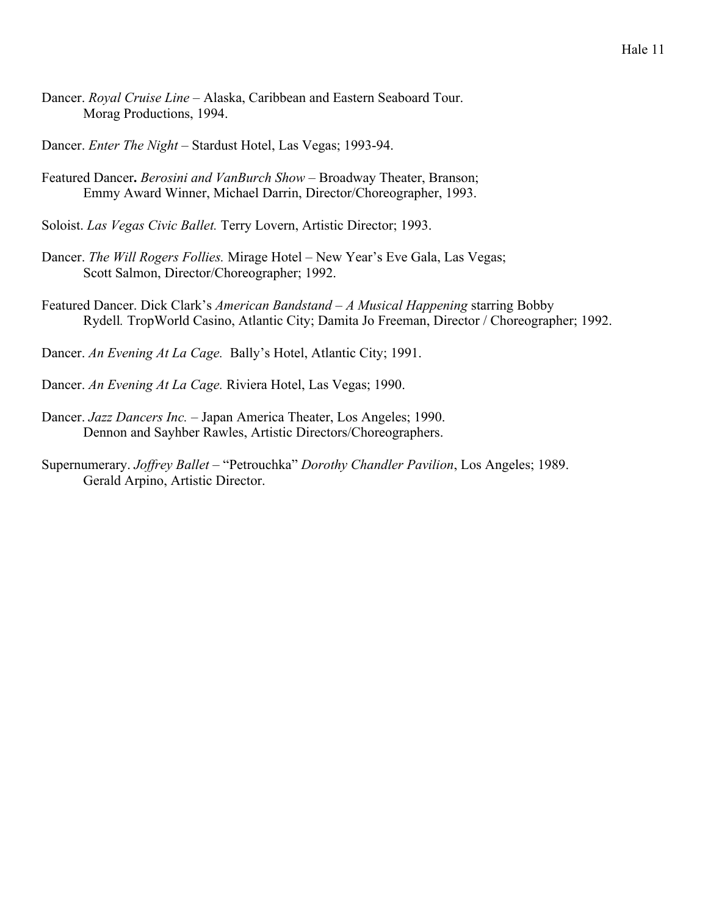Dancer. *Royal Cruise Line* – Alaska, Caribbean and Eastern Seaboard Tour.
Morag Productions, 1994.

Dancer. *Enter The Night* – Stardust Hotel, Las Vegas; 1993-94.

Featured Dancer**.** *Berosini and VanBurch Show* – Broadway Theater, Branson;
Emmy Award Winner, Michael Darrin, Director/Choreographer, 1993.

Soloist. *Las Vegas Civic Ballet.* Terry Lovern, Artistic Director; 1993.

Dancer. *The Will Rogers Follies.* Mirage Hotel – New Year's Eve Gala, Las Vegas;
Scott Salmon, Director/Choreographer; 1992.

Featured Dancer. Dick Clark's *American Bandstand – A Musical Happening* starring Bobby Rydell*.* TropWorld Casino, Atlantic City; Damita Jo Freeman, Director / Choreographer; 1992.

Dancer. *An Evening At La Cage.* Bally's Hotel, Atlantic City; 1991.

Dancer. *An Evening At La Cage.* Riviera Hotel, Las Vegas; 1990.

Dancer. *Jazz Dancers Inc.* – Japan America Theater, Los Angeles; 1990.
Dennon and Sayhber Rawles, Artistic Directors/Choreographers.

Supernumerary. *Joffrey Ballet* – "Petrouchka" *Dorothy Chandler Pavilion*, Los Angeles; 1989.
Gerald Arpino, Artistic Director.